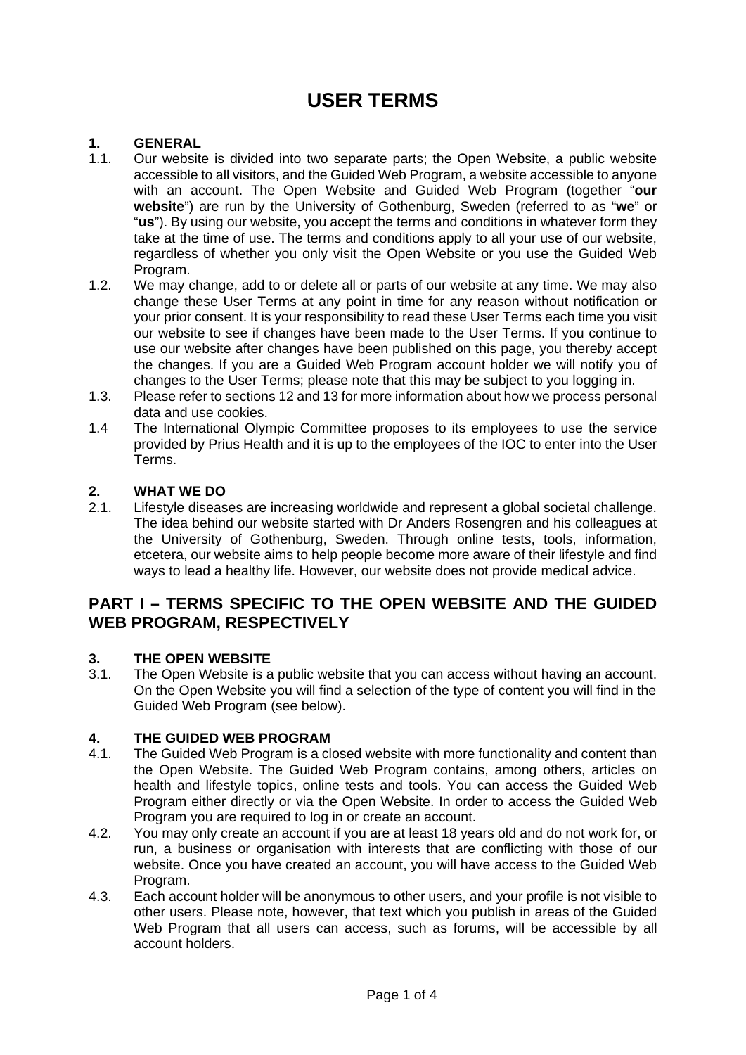# USER TERMS

## 1. GENERAL

1.1. Our website is divided into two separate parts; the Open Website, a public website accessible to all visitors, and the Guided Web Program, a website accessible to anyone with an account. The Open Website and Guided Web Program (together "**our website**") are run by the University of Gothenburg, Sweden (referred to as "**we**" or "**us**"). By using our website, you accept the terms and conditions in whatever form they take at the time of use. The terms and conditions apply to all your use of our website, regardless of whether you only visit the Open Website or you use the Guided Web Program.

1.2. We may change, add to or delete all or parts of our website at any time. We may also change these User Terms at any point in time for any reason without notification or your prior consent. It is your responsibility to read these User Terms each time you visit our website to see if changes have been made to the User Terms. If you continue to use our website after changes have been published on this page, you thereby accept the changes. If you are a Guided Web Program account holder we will notify you of changes to the User Terms; please note that this may be subject to you logging in.

1.3. Please refer to sections 12 and 13 for more information about how we process personal data and use cookies.

1.4 The International Olympic Committee proposes to its employees to use the service provided by Prius Health and it is up to the employees of the IOC to enter into the User Terms.

## 2. WHAT WE DO

2.1. Lifestyle diseases are increasing worldwide and represent a global societal challenge. The idea behind our website started with Dr Anders Rosengren and his colleagues at the University of Gothenburg, Sweden. Through online tests, tools, information, etcetera, our website aims to help people become more aware of their lifestyle and find ways to lead a healthy life. However, our website does not provide medical advice.

# PART I – TERMS SPECIFIC TO THE OPEN WEBSITE AND THE GUIDED WEB PROGRAM, RESPECTIVELY

## 3. THE OPEN WEBSITE

3.1. The Open Website is a public website that you can access without having an account. On the Open Website you will find a selection of the type of content you will find in the Guided Web Program (see below).

## 4. THE GUIDED WEB PROGRAM

4.1. The Guided Web Program is a closed website with more functionality and content than the Open Website. The Guided Web Program contains, among others, articles on health and lifestyle topics, online tests and tools. You can access the Guided Web Program either directly or via the Open Website. In order to access the Guided Web Program you are required to log in or create an account.

4.2. You may only create an account if you are at least 18 years old and do not work for, or run, a business or organisation with interests that are conflicting with those of our website. Once you have created an account, you will have access to the Guided Web Program.

4.3. Each account holder will be anonymous to other users, and your profile is not visible to other users. Please note, however, that text which you publish in areas of the Guided Web Program that all users can access, such as forums, will be accessible by all account holders.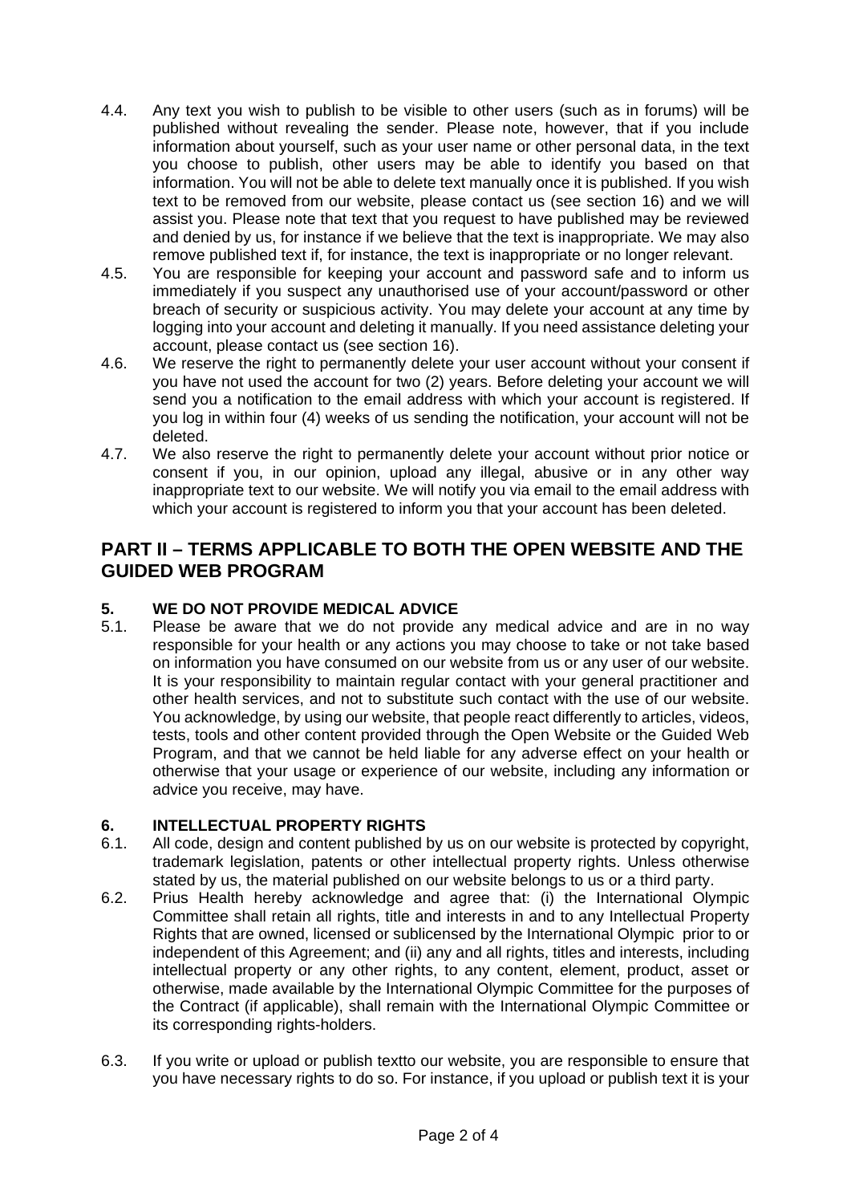4.4. Any text you wish to publish to be visible to other users (such as in forums) will be published without revealing the sender. Please note, however, that if you include information about yourself, such as your user name or other personal data, in the text you choose to publish, other users may be able to identify you based on that information. You will not be able to delete text manually once it is published. If you wish text to be removed from our website, please contact us (see section 16) and we will assist you. Please note that text that you request to have published may be reviewed and denied by us, for instance if we believe that the text is inappropriate. We may also remove published text if, for instance, the text is inappropriate or no longer relevant.

4.5. You are responsible for keeping your account and password safe and to inform us immediately if you suspect any unauthorised use of your account/password or other breach of security or suspicious activity. You may delete your account at any time by logging into your account and deleting it manually. If you need assistance deleting your account, please contact us (see section 16).

4.6. We reserve the right to permanently delete your user account without your consent if you have not used the account for two (2) years. Before deleting your account we will send you a notification to the email address with which your account is registered. If you log in within four (4) weeks of us sending the notification, your account will not be deleted.

4.7. We also reserve the right to permanently delete your account without prior notice or consent if you, in our opinion, upload any illegal, abusive or in any other way inappropriate text to our website. We will notify you via email to the email address with which your account is registered to inform you that your account has been deleted.

## PART II – TERMS APPLICABLE TO BOTH THE OPEN WEBSITE AND THE GUIDED WEB PROGRAM

### 5. WE DO NOT PROVIDE MEDICAL ADVICE

5.1. Please be aware that we do not provide any medical advice and are in no way responsible for your health or any actions you may choose to take or not take based on information you have consumed on our website from us or any user of our website. It is your responsibility to maintain regular contact with your general practitioner and other health services, and not to substitute such contact with the use of our website. You acknowledge, by using our website, that people react differently to articles, videos, tests, tools and other content provided through the Open Website or the Guided Web Program, and that we cannot be held liable for any adverse effect on your health or otherwise that your usage or experience of our website, including any information or advice you receive, may have.

### 6. INTELLECTUAL PROPERTY RIGHTS

6.1. All code, design and content published by us on our website is protected by copyright, trademark legislation, patents or other intellectual property rights. Unless otherwise stated by us, the material published on our website belongs to us or a third party.

6.2. Prius Health hereby acknowledge and agree that: (i) the International Olympic Committee shall retain all rights, title and interests in and to any Intellectual Property Rights that are owned, licensed or sublicensed by the International Olympic prior to or independent of this Agreement; and (ii) any and all rights, titles and interests, including intellectual property or any other rights, to any content, element, product, asset or otherwise, made available by the International Olympic Committee for the purposes of the Contract (if applicable), shall remain with the International Olympic Committee or its corresponding rights-holders.

6.3. If you write or upload or publish textto our website, you are responsible to ensure that you have necessary rights to do so. For instance, if you upload or publish text it is your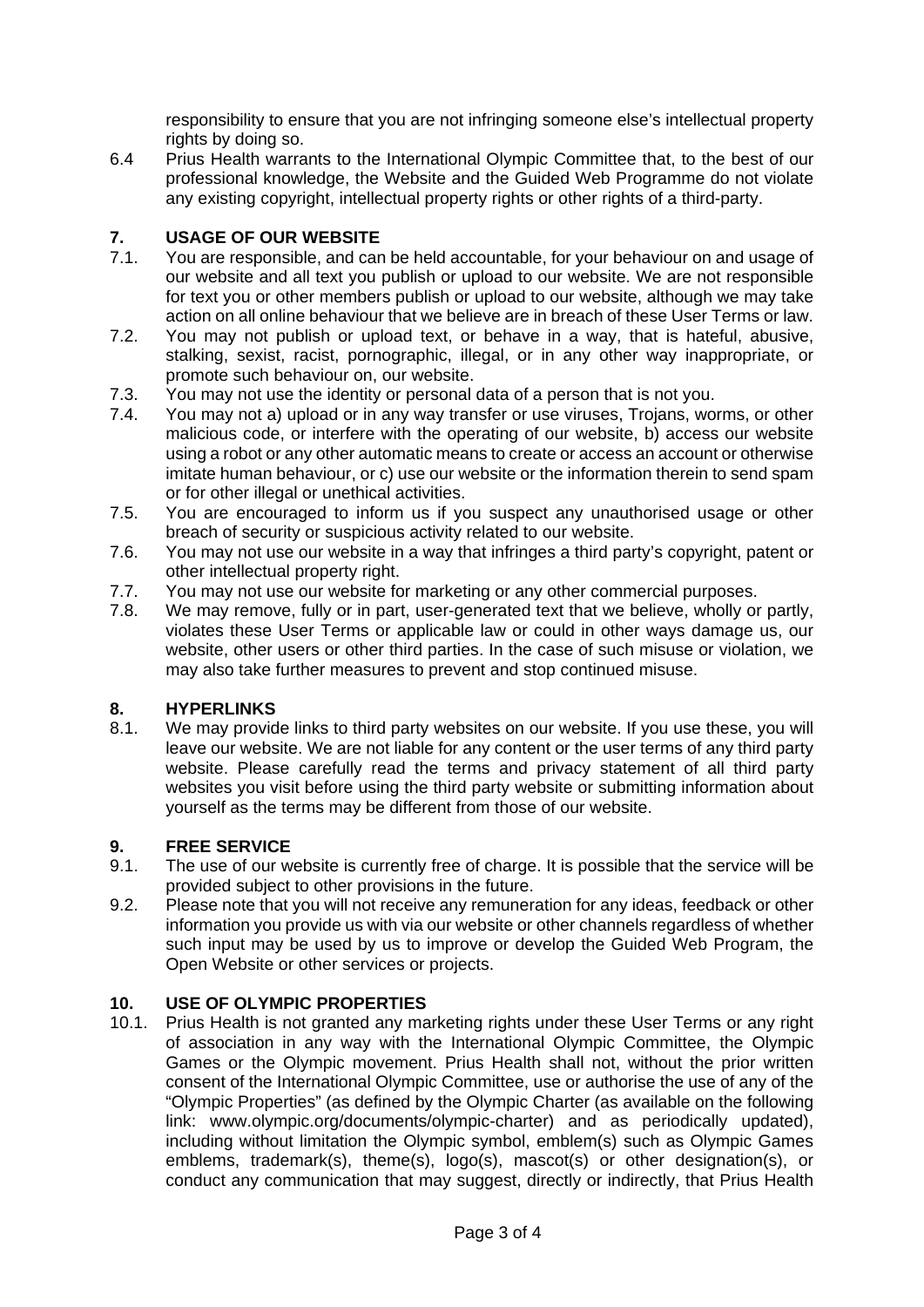responsibility to ensure that you are not infringing someone else's intellectual property rights by doing so.

6.4 Prius Health warrants to the International Olympic Committee that, to the best of our professional knowledge, the Website and the Guided Web Programme do not violate any existing copyright, intellectual property rights or other rights of a third-party.

## 7. USAGE OF OUR WEBSITE

7.1. You are responsible, and can be held accountable, for your behaviour on and usage of our website and all text you publish or upload to our website. We are not responsible for text you or other members publish or upload to our website, although we may take action on all online behaviour that we believe are in breach of these User Terms or law.

7.2. You may not publish or upload text, or behave in a way, that is hateful, abusive, stalking, sexist, racist, pornographic, illegal, or in any other way inappropriate, or promote such behaviour on, our website.

7.3. You may not use the identity or personal data of a person that is not you.

7.4. You may not a) upload or in any way transfer or use viruses, Trojans, worms, or other malicious code, or interfere with the operating of our website, b) access our website using a robot or any other automatic means to create or access an account or otherwise imitate human behaviour, or c) use our website or the information therein to send spam or for other illegal or unethical activities.

7.5. You are encouraged to inform us if you suspect any unauthorised usage or other breach of security or suspicious activity related to our website.

7.6. You may not use our website in a way that infringes a third party's copyright, patent or other intellectual property right.

7.7. You may not use our website for marketing or any other commercial purposes.

7.8. We may remove, fully or in part, user-generated text that we believe, wholly or partly, violates these User Terms or applicable law or could in other ways damage us, our website, other users or other third parties. In the case of such misuse or violation, we may also take further measures to prevent and stop continued misuse.

## 8. HYPERLINKS

8.1. We may provide links to third party websites on our website. If you use these, you will leave our website. We are not liable for any content or the user terms of any third party website. Please carefully read the terms and privacy statement of all third party websites you visit before using the third party website or submitting information about yourself as the terms may be different from those of our website.

## 9. FREE SERVICE

9.1. The use of our website is currently free of charge. It is possible that the service will be provided subject to other provisions in the future.

9.2. Please note that you will not receive any remuneration for any ideas, feedback or other information you provide us with via our website or other channels regardless of whether such input may be used by us to improve or develop the Guided Web Program, the Open Website or other services or projects.

## 10. USE OF OLYMPIC PROPERTIES

10.1. Prius Health is not granted any marketing rights under these User Terms or any right of association in any way with the International Olympic Committee, the Olympic Games or the Olympic movement. Prius Health shall not, without the prior written consent of the International Olympic Committee, use or authorise the use of any of the "Olympic Properties" (as defined by the Olympic Charter (as available on the following link: www.olympic.org/documents/olympic-charter) and as periodically updated), including without limitation the Olympic symbol, emblem(s) such as Olympic Games emblems, trademark(s), theme(s), logo(s), mascot(s) or other designation(s), or conduct any communication that may suggest, directly or indirectly, that Prius Health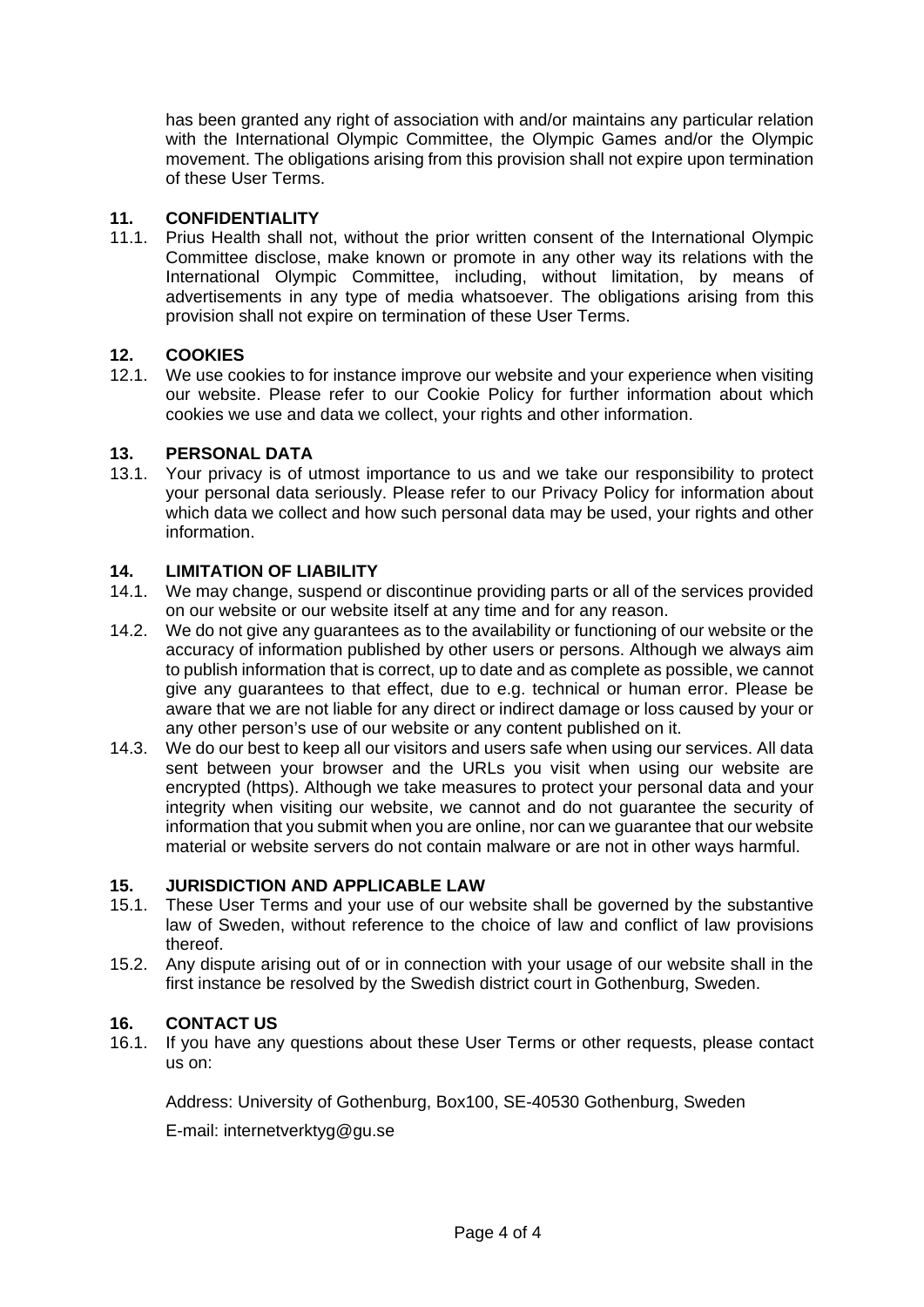has been granted any right of association with and/or maintains any particular relation with the International Olympic Committee, the Olympic Games and/or the Olympic movement. The obligations arising from this provision shall not expire upon termination of these User Terms.

## 11. CONFIDENTIALITY

11.1. Prius Health shall not, without the prior written consent of the International Olympic Committee disclose, make known or promote in any other way its relations with the International Olympic Committee, including, without limitation, by means of advertisements in any type of media whatsoever. The obligations arising from this provision shall not expire on termination of these User Terms.

## 12. COOKIES

12.1. We use cookies to for instance improve our website and your experience when visiting our website. Please refer to our Cookie Policy for further information about which cookies we use and data we collect, your rights and other information.

## 13. PERSONAL DATA

13.1. Your privacy is of utmost importance to us and we take our responsibility to protect your personal data seriously. Please refer to our Privacy Policy for information about which data we collect and how such personal data may be used, your rights and other information.

## 14. LIMITATION OF LIABILITY

14.1. We may change, suspend or discontinue providing parts or all of the services provided on our website or our website itself at any time and for any reason.

14.2. We do not give any guarantees as to the availability or functioning of our website or the accuracy of information published by other users or persons. Although we always aim to publish information that is correct, up to date and as complete as possible, we cannot give any guarantees to that effect, due to e.g. technical or human error. Please be aware that we are not liable for any direct or indirect damage or loss caused by your or any other person's use of our website or any content published on it.

14.3. We do our best to keep all our visitors and users safe when using our services. All data sent between your browser and the URLs you visit when using our website are encrypted (https). Although we take measures to protect your personal data and your integrity when visiting our website, we cannot and do not guarantee the security of information that you submit when you are online, nor can we guarantee that our website material or website servers do not contain malware or are not in other ways harmful.

## 15. JURISDICTION AND APPLICABLE LAW

15.1. These User Terms and your use of our website shall be governed by the substantive law of Sweden, without reference to the choice of law and conflict of law provisions thereof.

15.2. Any dispute arising out of or in connection with your usage of our website shall in the first instance be resolved by the Swedish district court in Gothenburg, Sweden.

## 16. CONTACT US

16.1. If you have any questions about these User Terms or other requests, please contact us on:

Address: University of Gothenburg, Box100, SE-40530 Gothenburg, Sweden

E-mail: internetverktyg@gu.se